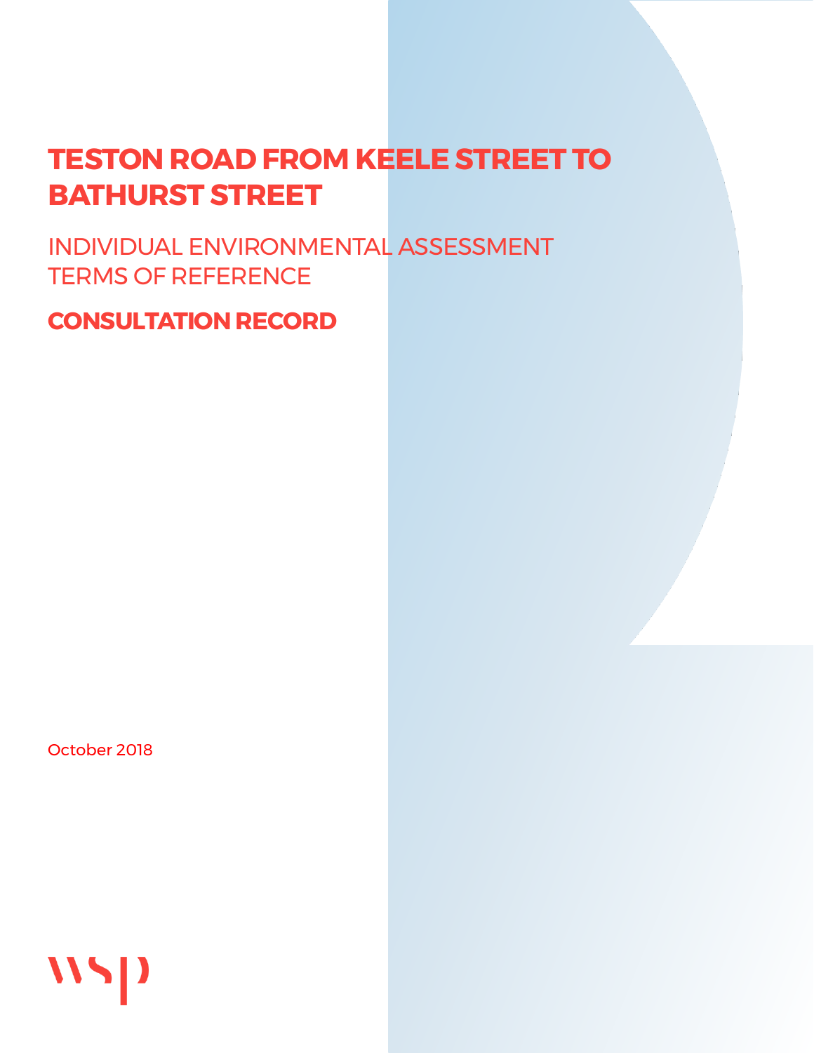# TESTON ROAD FROM KEELE STREET TO BATHURST STREET

INDIVIDUAL ENVIRONMENTAL ASSESSMENT TERMS OF REFERENCE

**CONSULTATION RECORD**

October 2018

wsp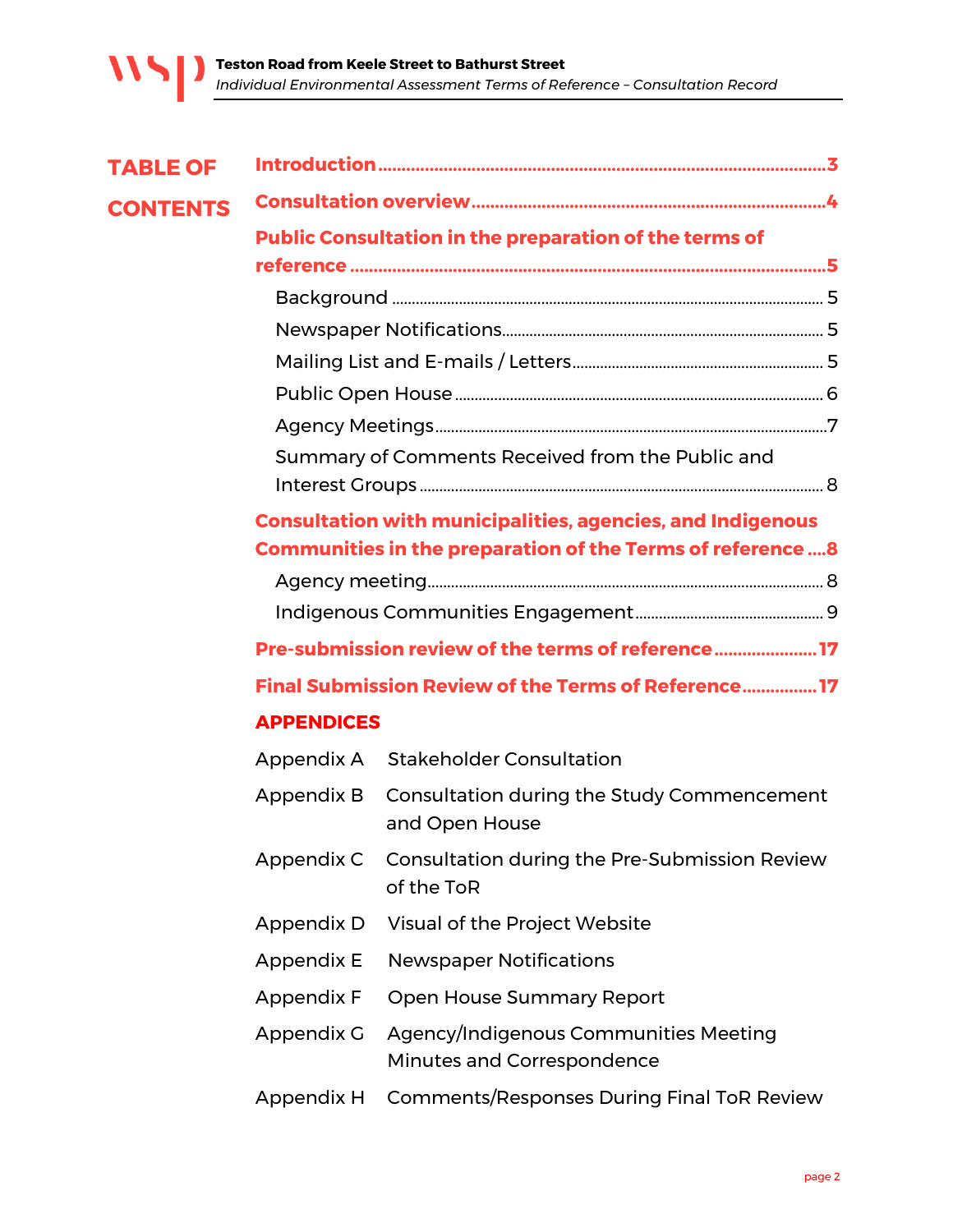# TABLE OF CONTENTS

**Introduction** .................................................................................... 3

**Consultation overview** .................................................................... 4

**Public Consultation in the preparation of the terms of reference** .................................................................................... 5

- Background ........................................................................................ 5
- Newspaper Notifications ...................................................................... 5
- Mailing List and E-mails / Letters ........................................................ 5
- Public Open House .............................................................................. 6
- Agency Meetings ................................................................................. 7
- Summary of Comments Received from the Public and Interest Groups ........................................................................................ 8

**Consultation with municipalities, agencies, and Indigenous Communities in the preparation of the Terms of reference** .... 8

- Agency meeting .................................................................................. 8
- Indigenous Communities Engagement .............................................. 9

**Pre-submission review of the terms of reference** ....................... 17

**Final Submission Review of the Terms of Reference** ................ 17

## APPENDICES

| | |
|---|---|
| Appendix A | Stakeholder Consultation |
| Appendix B | Consultation during the Study Commencement and Open House |
| Appendix C | Consultation during the Pre-Submission Review of the ToR |
| Appendix D | Visual of the Project Website |
| Appendix E | Newspaper Notifications |
| Appendix F | Open House Summary Report |
| Appendix G | Agency/Indigenous Communities Meeting Minutes and Correspondence |
| Appendix H | Comments/Responses During Final ToR Review |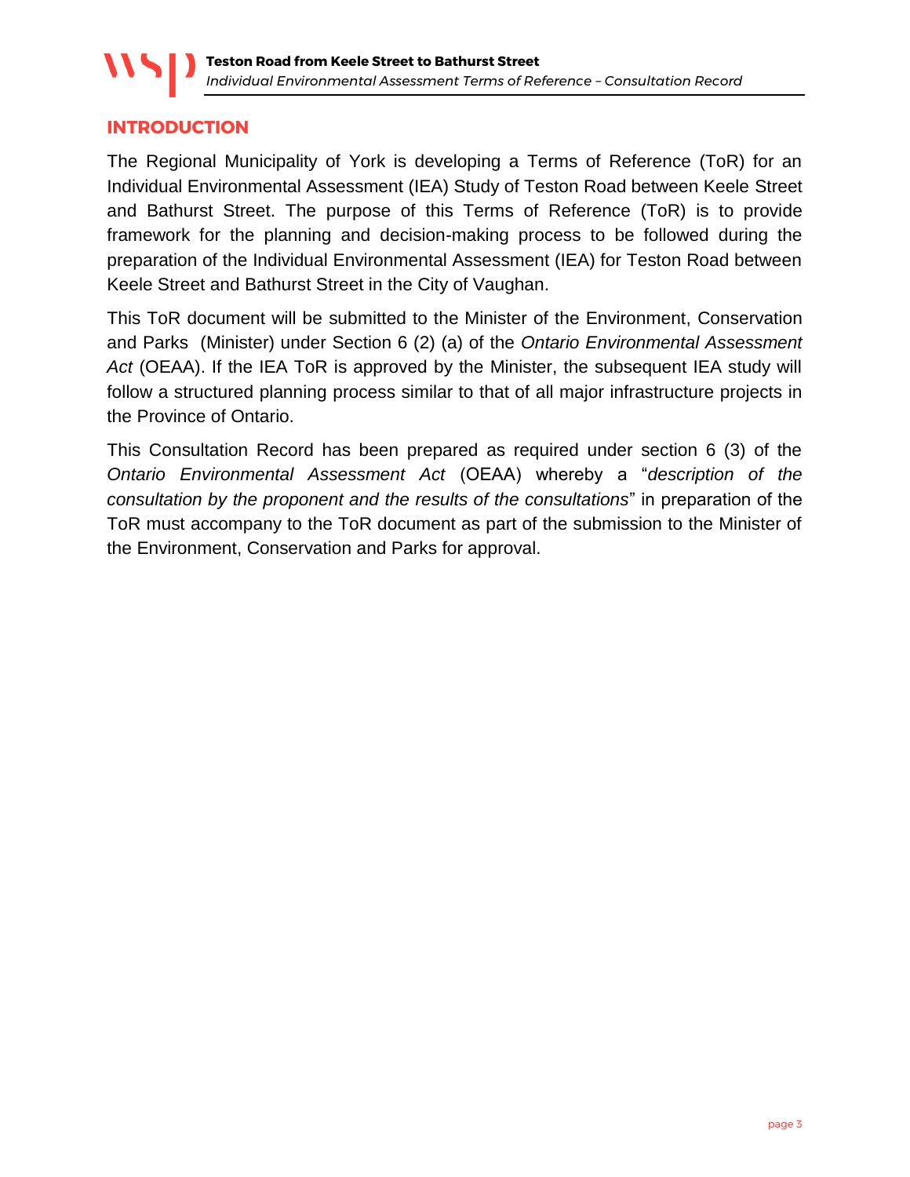# INTRODUCTION

The Regional Municipality of York is developing a Terms of Reference (ToR) for an Individual Environmental Assessment (IEA) Study of Teston Road between Keele Street and Bathurst Street. The purpose of this Terms of Reference (ToR) is to provide framework for the planning and decision-making process to be followed during the preparation of the Individual Environmental Assessment (IEA) for Teston Road between Keele Street and Bathurst Street in the City of Vaughan.

This ToR document will be submitted to the Minister of the Environment, Conservation and Parks (Minister) under Section 6 (2) (a) of the *Ontario Environmental Assessment Act* (OEAA). If the IEA ToR is approved by the Minister, the subsequent IEA study will follow a structured planning process similar to that of all major infrastructure projects in the Province of Ontario.

This Consultation Record has been prepared as required under section 6 (3) of the *Ontario Environmental Assessment Act* (OEAA) whereby a "*description of the consultation by the proponent and the results of the consultations*" in preparation of the ToR must accompany to the ToR document as part of the submission to the Minister of the Environment, Conservation and Parks for approval.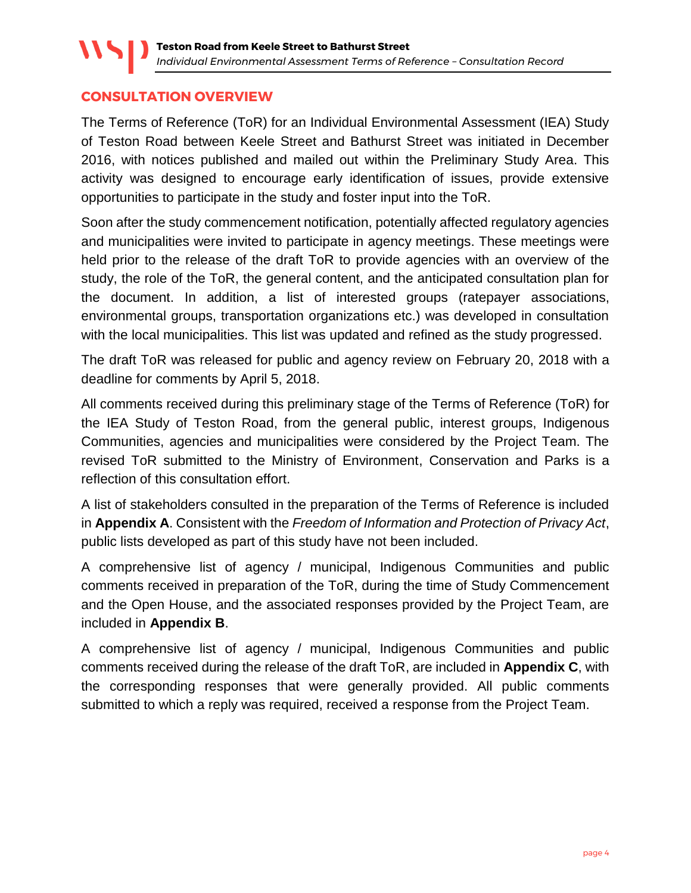## CONSULTATION OVERVIEW

The Terms of Reference (ToR) for an Individual Environmental Assessment (IEA) Study of Teston Road between Keele Street and Bathurst Street was initiated in December 2016, with notices published and mailed out within the Preliminary Study Area. This activity was designed to encourage early identification of issues, provide extensive opportunities to participate in the study and foster input into the ToR.

Soon after the study commencement notification, potentially affected regulatory agencies and municipalities were invited to participate in agency meetings. These meetings were held prior to the release of the draft ToR to provide agencies with an overview of the study, the role of the ToR, the general content, and the anticipated consultation plan for the document. In addition, a list of interested groups (ratepayer associations, environmental groups, transportation organizations etc.) was developed in consultation with the local municipalities. This list was updated and refined as the study progressed.

The draft ToR was released for public and agency review on February 20, 2018 with a deadline for comments by April 5, 2018.

All comments received during this preliminary stage of the Terms of Reference (ToR) for the IEA Study of Teston Road, from the general public, interest groups, Indigenous Communities, agencies and municipalities were considered by the Project Team. The revised ToR submitted to the Ministry of Environment, Conservation and Parks is a reflection of this consultation effort.

A list of stakeholders consulted in the preparation of the Terms of Reference is included in **Appendix A**. Consistent with the *Freedom of Information and Protection of Privacy Act*, public lists developed as part of this study have not been included.

A comprehensive list of agency / municipal, Indigenous Communities and public comments received in preparation of the ToR, during the time of Study Commencement and the Open House, and the associated responses provided by the Project Team, are included in **Appendix B**.

A comprehensive list of agency / municipal, Indigenous Communities and public comments received during the release of the draft ToR, are included in **Appendix C**, with the corresponding responses that were generally provided. All public comments submitted to which a reply was required, received a response from the Project Team.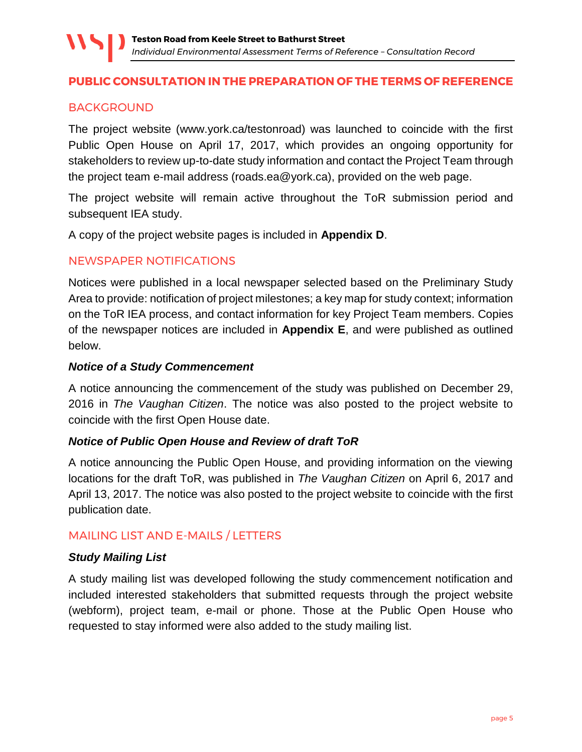## PUBLIC CONSULTATION IN THE PREPARATION OF THE TERMS OF REFERENCE

### BACKGROUND

The project website (www.york.ca/testonroad) was launched to coincide with the first Public Open House on April 17, 2017, which provides an ongoing opportunity for stakeholders to review up-to-date study information and contact the Project Team through the project team e-mail address (roads.ea@york.ca), provided on the web page.

The project website will remain active throughout the ToR submission period and subsequent IEA study.

A copy of the project website pages is included in **Appendix D**.

### NEWSPAPER NOTIFICATIONS

Notices were published in a local newspaper selected based on the Preliminary Study Area to provide: notification of project milestones; a key map for study context; information on the ToR IEA process, and contact information for key Project Team members. Copies of the newspaper notices are included in **Appendix E**, and were published as outlined below.

#### *Notice of a Study Commencement*

A notice announcing the commencement of the study was published on December 29, 2016 in *The Vaughan Citizen*. The notice was also posted to the project website to coincide with the first Open House date.

#### *Notice of Public Open House and Review of draft ToR*

A notice announcing the Public Open House, and providing information on the viewing locations for the draft ToR, was published in *The Vaughan Citizen* on April 6, 2017 and April 13, 2017. The notice was also posted to the project website to coincide with the first publication date.

### MAILING LIST AND E-MAILS / LETTERS

#### *Study Mailing List*

A study mailing list was developed following the study commencement notification and included interested stakeholders that submitted requests through the project website (webform), project team, e-mail or phone. Those at the Public Open House who requested to stay informed were also added to the study mailing list.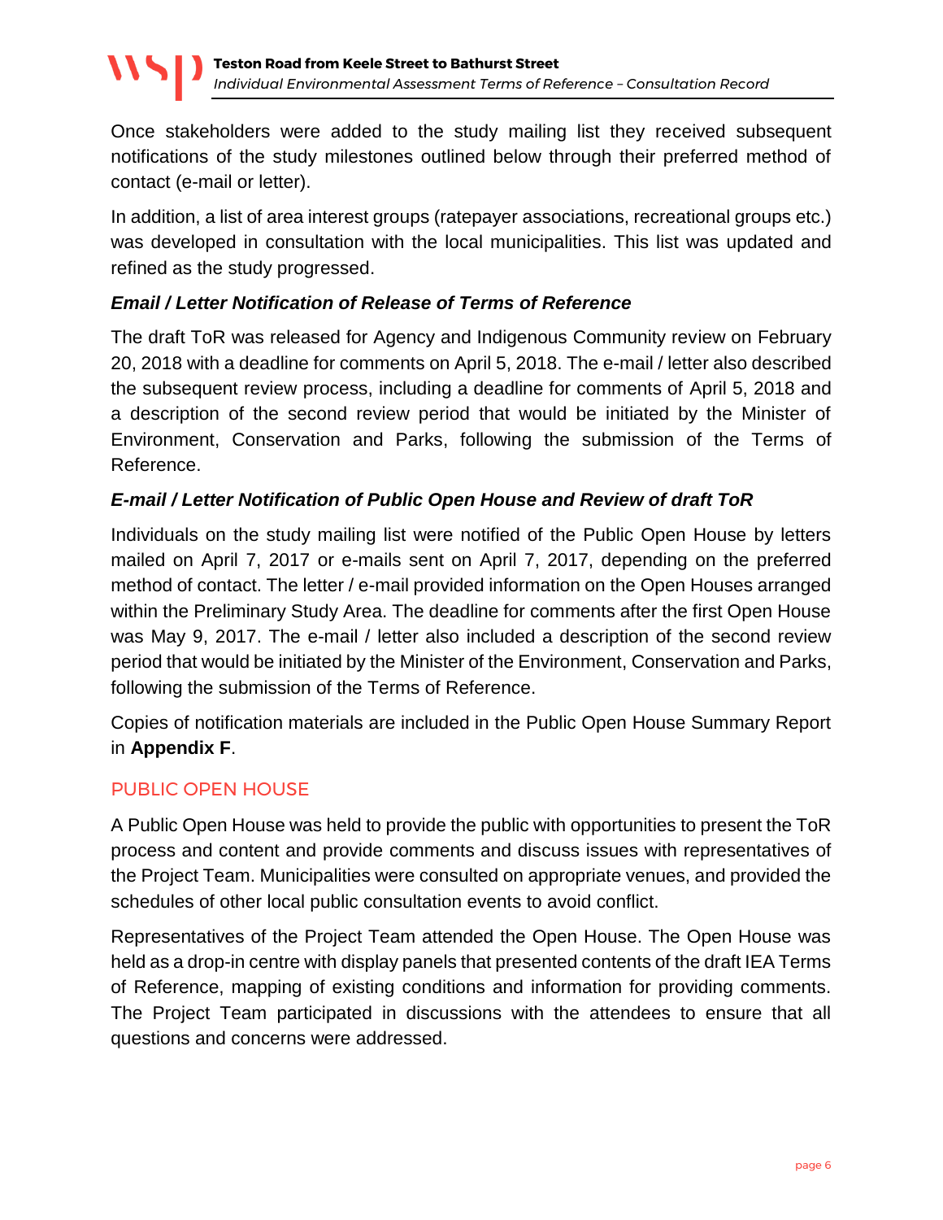Once stakeholders were added to the study mailing list they received subsequent notifications of the study milestones outlined below through their preferred method of contact (e-mail or letter).

In addition, a list of area interest groups (ratepayer associations, recreational groups etc.) was developed in consultation with the local municipalities. This list was updated and refined as the study progressed.

### *Email / Letter Notification of Release of Terms of Reference*

The draft ToR was released for Agency and Indigenous Community review on February 20, 2018 with a deadline for comments on April 5, 2018. The e-mail / letter also described the subsequent review process, including a deadline for comments of April 5, 2018 and a description of the second review period that would be initiated by the Minister of Environment, Conservation and Parks, following the submission of the Terms of Reference.

### *E-mail / Letter Notification of Public Open House and Review of draft ToR*

Individuals on the study mailing list were notified of the Public Open House by letters mailed on April 7, 2017 or e-mails sent on April 7, 2017, depending on the preferred method of contact. The letter / e-mail provided information on the Open Houses arranged within the Preliminary Study Area. The deadline for comments after the first Open House was May 9, 2017. The e-mail / letter also included a description of the second review period that would be initiated by the Minister of the Environment, Conservation and Parks, following the submission of the Terms of Reference.

Copies of notification materials are included in the Public Open House Summary Report in **Appendix F**.

## PUBLIC OPEN HOUSE

A Public Open House was held to provide the public with opportunities to present the ToR process and content and provide comments and discuss issues with representatives of the Project Team. Municipalities were consulted on appropriate venues, and provided the schedules of other local public consultation events to avoid conflict.

Representatives of the Project Team attended the Open House. The Open House was held as a drop-in centre with display panels that presented contents of the draft IEA Terms of Reference, mapping of existing conditions and information for providing comments. The Project Team participated in discussions with the attendees to ensure that all questions and concerns were addressed.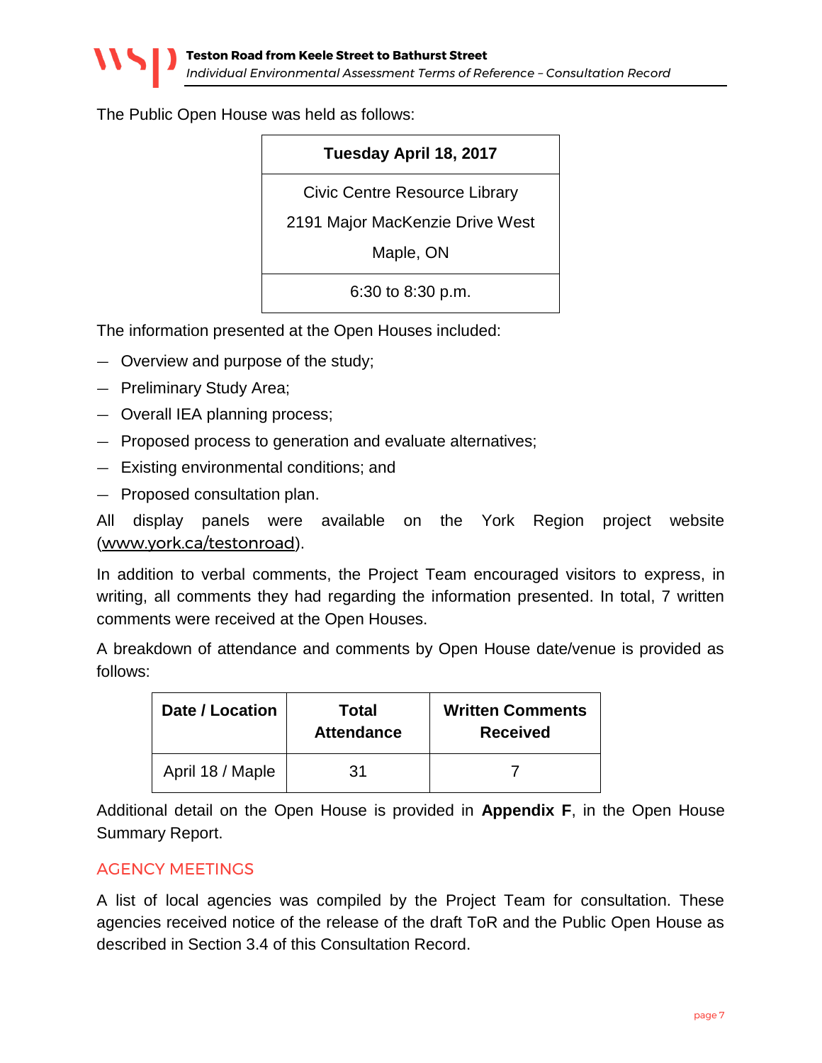The Public Open House was held as follows:

| Tuesday April 18, 2017 |
|---|
| Civic Centre Resource Library<br>2191 Major MacKenzie Drive West<br>Maple, ON |
| 6:30 to 8:30 p.m. |

The information presented at the Open Houses included:

- Overview and purpose of the study;
- Preliminary Study Area;
- Overall IEA planning process;
- Proposed process to generation and evaluate alternatives;
- Existing environmental conditions; and
- Proposed consultation plan.

All display panels were available on the York Region project website (www.york.ca/testonroad).

In addition to verbal comments, the Project Team encouraged visitors to express, in writing, all comments they had regarding the information presented. In total, 7 written comments were received at the Open Houses.

A breakdown of attendance and comments by Open House date/venue is provided as follows:

| Date / Location | Total Attendance | Written Comments Received |
|---|---|---|
| April 18 / Maple | 31 | 7 |

Additional detail on the Open House is provided in **Appendix F**, in the Open House Summary Report.

## AGENCY MEETINGS

A list of local agencies was compiled by the Project Team for consultation. These agencies received notice of the release of the draft ToR and the Public Open House as described in Section 3.4 of this Consultation Record.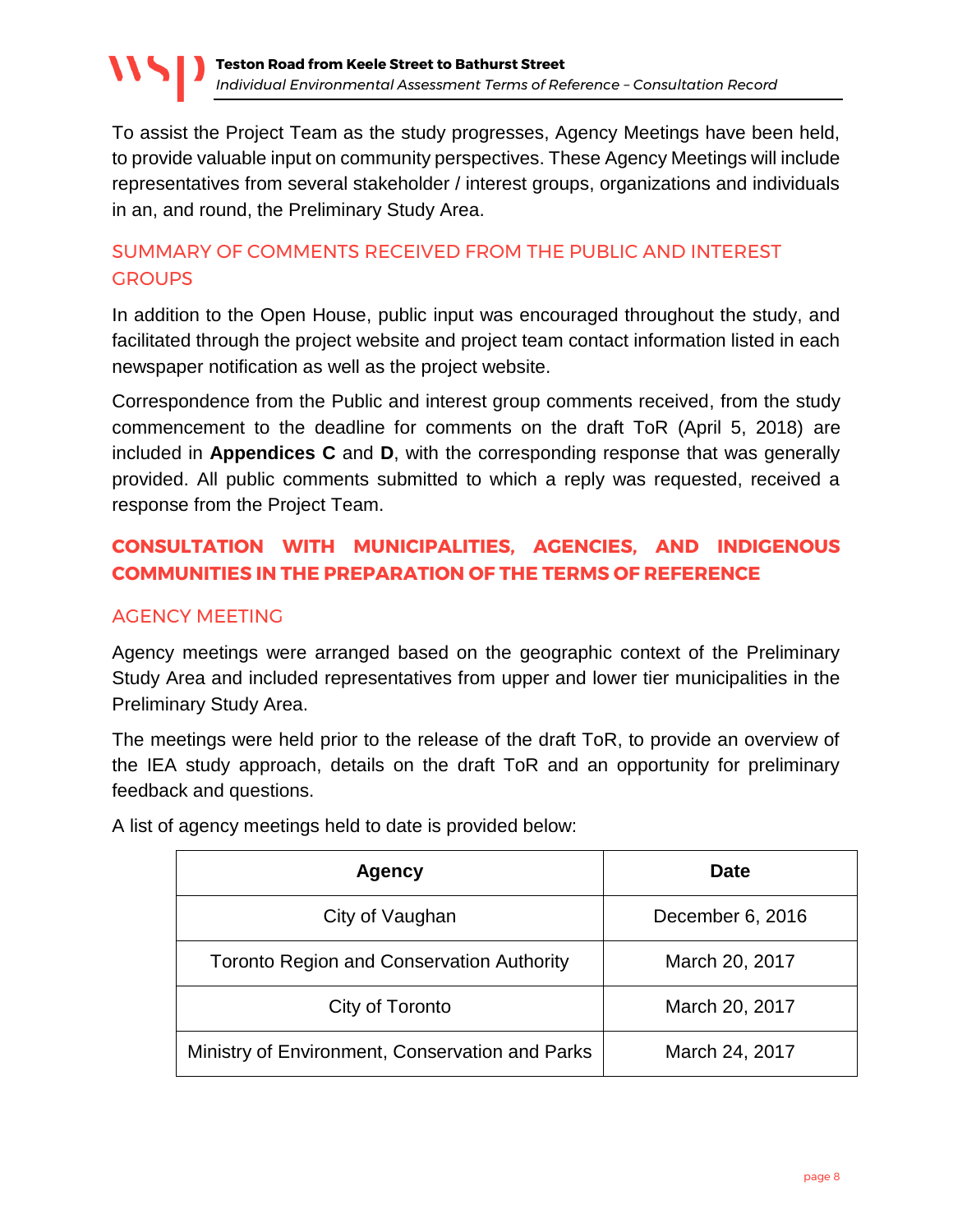To assist the Project Team as the study progresses, Agency Meetings have been held, to provide valuable input on community perspectives. These Agency Meetings will include representatives from several stakeholder / interest groups, organizations and individuals in an, and round, the Preliminary Study Area.

### SUMMARY OF COMMENTS RECEIVED FROM THE PUBLIC AND INTEREST GROUPS

In addition to the Open House, public input was encouraged throughout the study, and facilitated through the project website and project team contact information listed in each newspaper notification as well as the project website.

Correspondence from the Public and interest group comments received, from the study commencement to the deadline for comments on the draft ToR (April 5, 2018) are included in **Appendices C** and **D**, with the corresponding response that was generally provided. All public comments submitted to which a reply was requested, received a response from the Project Team.

## CONSULTATION WITH MUNICIPALITIES, AGENCIES, AND INDIGENOUS COMMUNITIES IN THE PREPARATION OF THE TERMS OF REFERENCE

### AGENCY MEETING

Agency meetings were arranged based on the geographic context of the Preliminary Study Area and included representatives from upper and lower tier municipalities in the Preliminary Study Area.

The meetings were held prior to the release of the draft ToR, to provide an overview of the IEA study approach, details on the draft ToR and an opportunity for preliminary feedback and questions.

A list of agency meetings held to date is provided below:

| Agency | Date |
|---|---|
| City of Vaughan | December 6, 2016 |
| Toronto Region and Conservation Authority | March 20, 2017 |
| City of Toronto | March 20, 2017 |
| Ministry of Environment, Conservation and Parks | March 24, 2017 |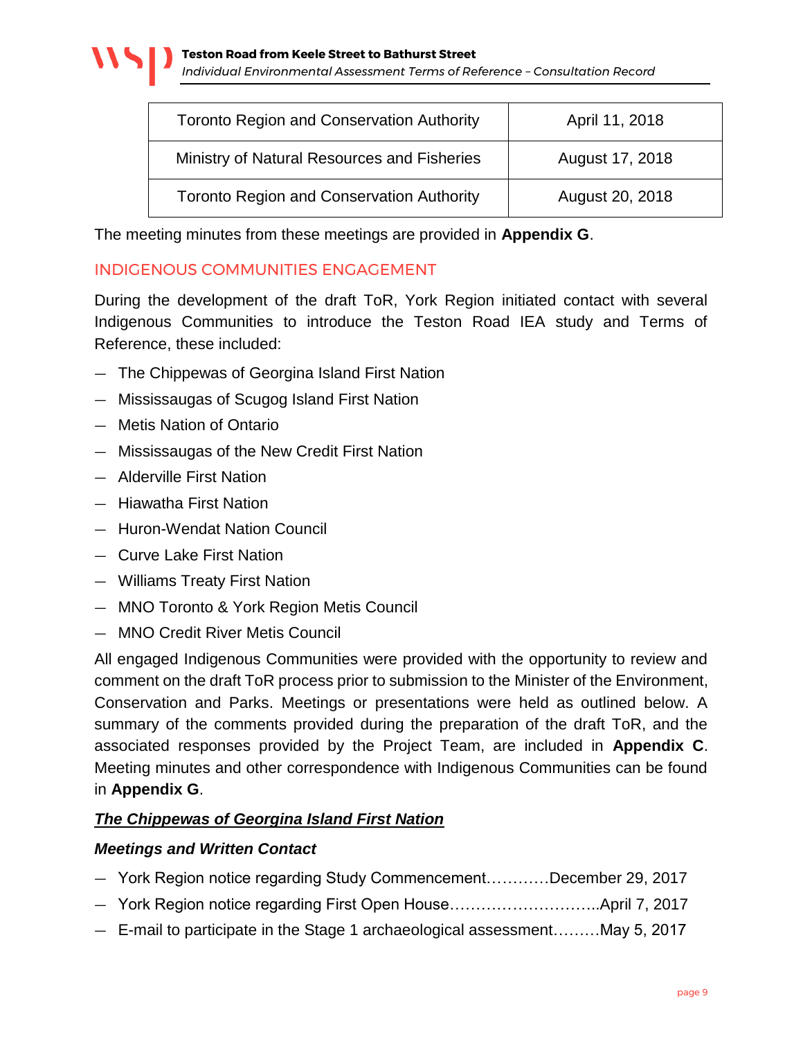| Toronto Region and Conservation Authority | April 11, 2018 |
| --- | --- |
| Ministry of Natural Resources and Fisheries | August 17, 2018 |
| Toronto Region and Conservation Authority | August 20, 2018 |

The meeting minutes from these meetings are provided in **Appendix G**.

## INDIGENOUS COMMUNITIES ENGAGEMENT

During the development of the draft ToR, York Region initiated contact with several Indigenous Communities to introduce the Teston Road IEA study and Terms of Reference, these included:

- The Chippewas of Georgina Island First Nation
- Mississaugas of Scugog Island First Nation
- Metis Nation of Ontario
- Mississaugas of the New Credit First Nation
- Alderville First Nation
- Hiawatha First Nation
- Huron-Wendat Nation Council
- Curve Lake First Nation
- Williams Treaty First Nation
- MNO Toronto & York Region Metis Council
- MNO Credit River Metis Council

All engaged Indigenous Communities were provided with the opportunity to review and comment on the draft ToR process prior to submission to the Minister of the Environment, Conservation and Parks. Meetings or presentations were held as outlined below. A summary of the comments provided during the preparation of the draft ToR, and the associated responses provided by the Project Team, are included in **Appendix C**. Meeting minutes and other correspondence with Indigenous Communities can be found in **Appendix G**.

### ***The Chippewas of Georgina Island First Nation***

#### *Meetings and Written Contact*

- York Region notice regarding Study Commencement…………December 29, 2017
- York Region notice regarding First Open House………………………..April 7, 2017
- E-mail to participate in the Stage 1 archaeological assessment………May 5, 2017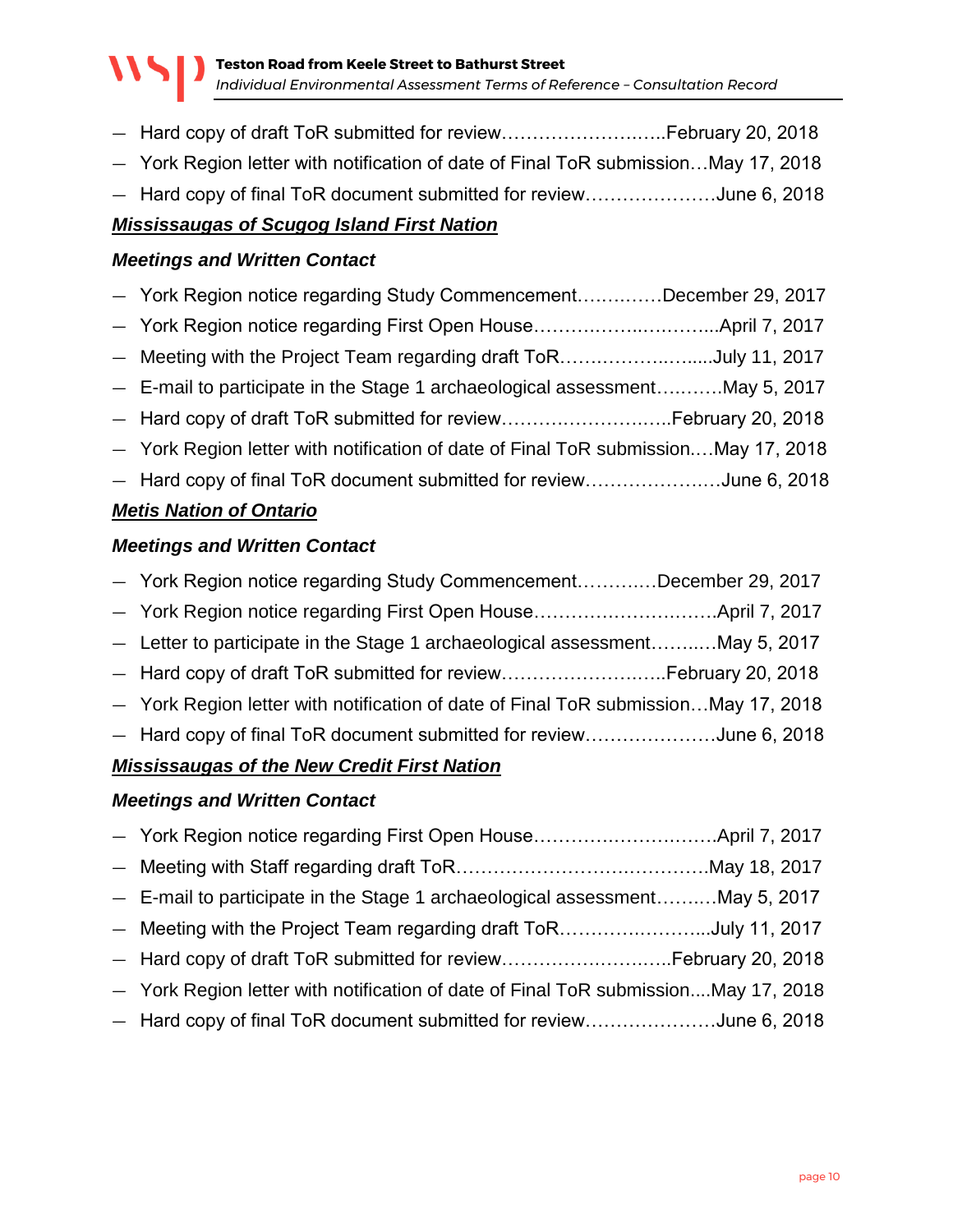- Hard copy of draft ToR submitted for review……………………..February 20, 2018
- York Region letter with notification of date of Final ToR submission…May 17, 2018
- Hard copy of final ToR document submitted for review…………………June 6, 2018

***Mississaugas of Scugog Island First Nation***

***Meetings and Written Contact***

- York Region notice regarding Study Commencement…………December 29, 2017
- York Region notice regarding First Open House…………………………April 7, 2017
- Meeting with the Project Team regarding draft ToR…………………….....July 11, 2017
- E-mail to participate in the Stage 1 archaeological assessment………May 5, 2017
- Hard copy of draft ToR submitted for review……………………….February 20, 2018
- York Region letter with notification of date of Final ToR submission.…May 17, 2018
- Hard copy of final ToR document submitted for review…………………June 6, 2018

***Metis Nation of Ontario***

***Meetings and Written Contact***

- York Region notice regarding Study Commencement…………December 29, 2017
- York Region notice regarding First Open House…………………………April 7, 2017
- Letter to participate in the Stage 1 archaeological assessment………May 5, 2017
- Hard copy of draft ToR submitted for review……………………..February 20, 2018
- York Region letter with notification of date of Final ToR submission…May 17, 2018
- Hard copy of final ToR document submitted for review…………………June 6, 2018

***Mississaugas of the New Credit First Nation***

***Meetings and Written Contact***

- York Region notice regarding First Open House…………………………April 7, 2017
- Meeting with Staff regarding draft ToR……………………………………May 18, 2017
- E-mail to participate in the Stage 1 archaeological assessment………May 5, 2017
- Meeting with the Project Team regarding draft ToR……………………...July 11, 2017
- Hard copy of draft ToR submitted for review……………………….February 20, 2018
- York Region letter with notification of date of Final ToR submission....May 17, 2018
- Hard copy of final ToR document submitted for review…………………June 6, 2018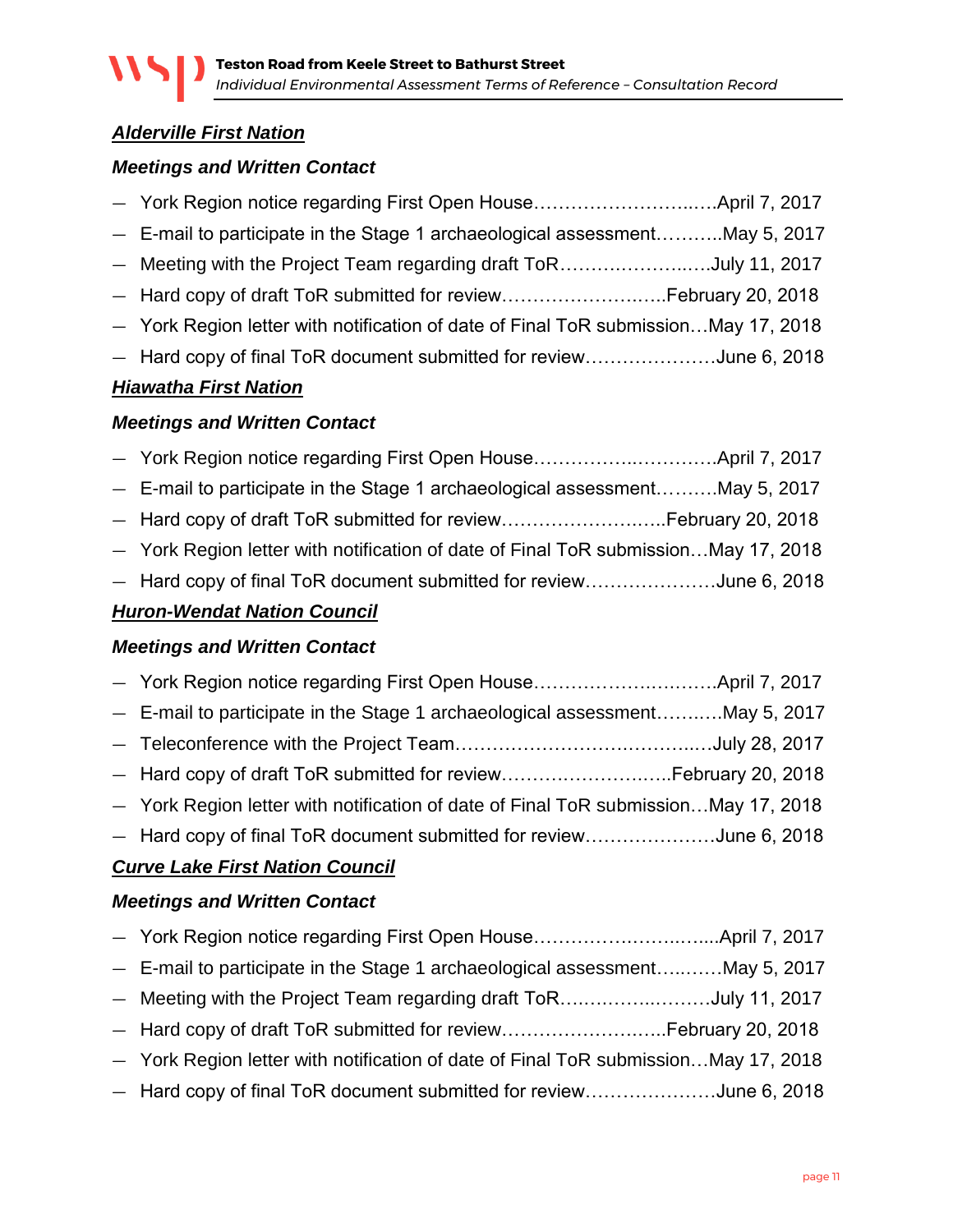## *Alderville First Nation*

***Meetings and Written Contact***

- York Region notice regarding First Open House……………………..….April 7, 2017
- E-mail to participate in the Stage 1 archaeological assessment………..May 5, 2017
- Meeting with the Project Team regarding draft ToR…………………..….July 11, 2017
- Hard copy of draft ToR submitted for review……………………..…..February 20, 2018
- York Region letter with notification of date of Final ToR submission…May 17, 2018
- Hard copy of final ToR document submitted for review…………………June 6, 2018

## *Hiawatha First Nation*

***Meetings and Written Contact***

- York Region notice regarding First Open House……………..………….April 7, 2017
- E-mail to participate in the Stage 1 archaeological assessment……….May 5, 2017
- Hard copy of draft ToR submitted for review……………………..…..February 20, 2018
- York Region letter with notification of date of Final ToR submission…May 17, 2018
- Hard copy of final ToR document submitted for review…………………June 6, 2018

## *Huron-Wendat Nation Council*

***Meetings and Written Contact***

- York Region notice regarding First Open House………………….……….April 7, 2017
- E-mail to participate in the Stage 1 archaeological assessment……..….May 5, 2017
- Teleconference with the Project Team…………………………..…………..…July 28, 2017
- Hard copy of draft ToR submitted for review……………………..…..February 20, 2018
- York Region letter with notification of date of Final ToR submission…May 17, 2018
- Hard copy of final ToR document submitted for review…………………June 6, 2018

## *Curve Lake First Nation Council*

***Meetings and Written Contact***

- York Region notice regarding First Open House…………………..……...April 7, 2017
- E-mail to participate in the Stage 1 archaeological assessment…..…….May 5, 2017
- Meeting with the Project Team regarding draft ToR…..………..……….July 11, 2017
- Hard copy of draft ToR submitted for review……………………..…..February 20, 2018
- York Region letter with notification of date of Final ToR submission…May 17, 2018
- Hard copy of final ToR document submitted for review…………………June 6, 2018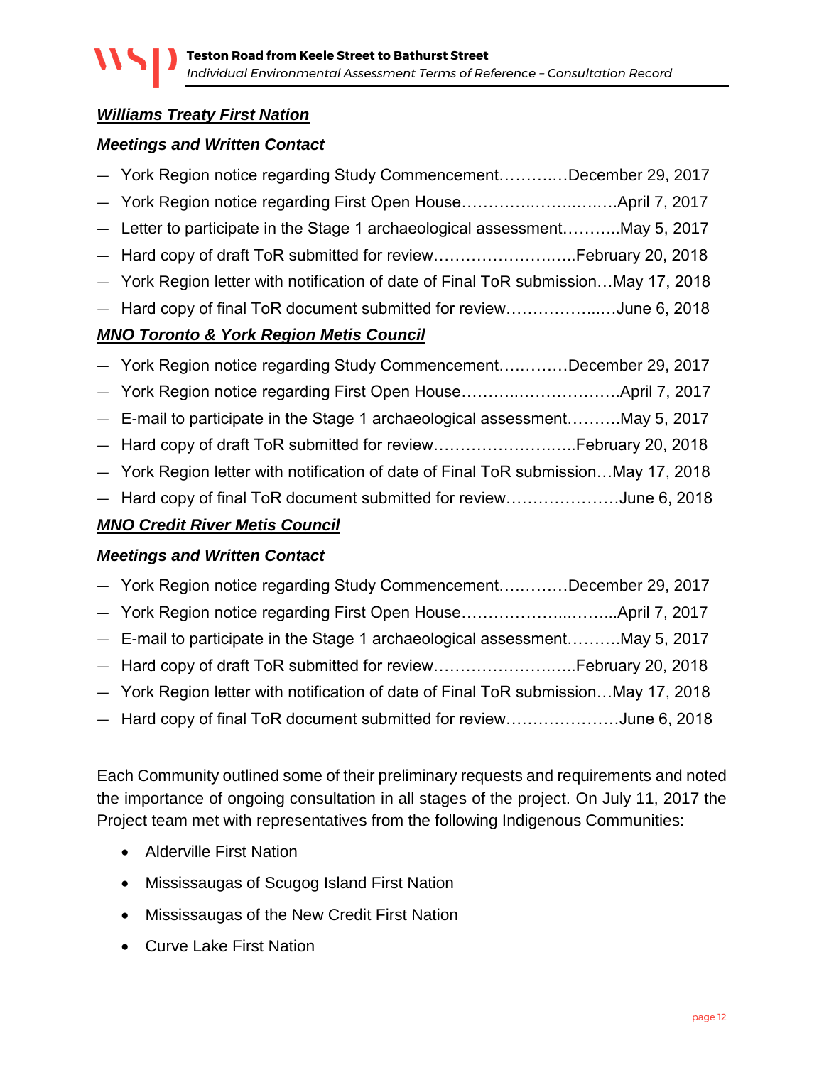***Williams Treaty First Nation***

***Meetings and Written Contact***

- York Region notice regarding Study Commencement…………December 29, 2017
- York Region notice regarding First Open House………………………April 7, 2017
- Letter to participate in the Stage 1 archaeological assessment………..May 5, 2017
- Hard copy of draft ToR submitted for review……………………..February 20, 2018
- York Region letter with notification of date of Final ToR submission…May 17, 2018
- Hard copy of final ToR document submitted for review………………June 6, 2018

***MNO Toronto & York Region Metis Council***

- York Region notice regarding Study Commencement…………December 29, 2017
- York Region notice regarding First Open House……………………….April 7, 2017
- E-mail to participate in the Stage 1 archaeological assessment……….May 5, 2017
- Hard copy of draft ToR submitted for review……………………..February 20, 2018
- York Region letter with notification of date of Final ToR submission…May 17, 2018
- Hard copy of final ToR document submitted for review…………………June 6, 2018

***MNO Credit River Metis Council***

***Meetings and Written Contact***

- York Region notice regarding Study Commencement…………December 29, 2017
- York Region notice regarding First Open House…………………….April 7, 2017
- E-mail to participate in the Stage 1 archaeological assessment……….May 5, 2017
- Hard copy of draft ToR submitted for review……………………..February 20, 2018
- York Region letter with notification of date of Final ToR submission…May 17, 2018
- Hard copy of final ToR document submitted for review…………………June 6, 2018

Each Community outlined some of their preliminary requests and requirements and noted the importance of ongoing consultation in all stages of the project. On July 11, 2017 the Project team met with representatives from the following Indigenous Communities:

- Alderville First Nation
- Mississaugas of Scugog Island First Nation
- Mississaugas of the New Credit First Nation
- Curve Lake First Nation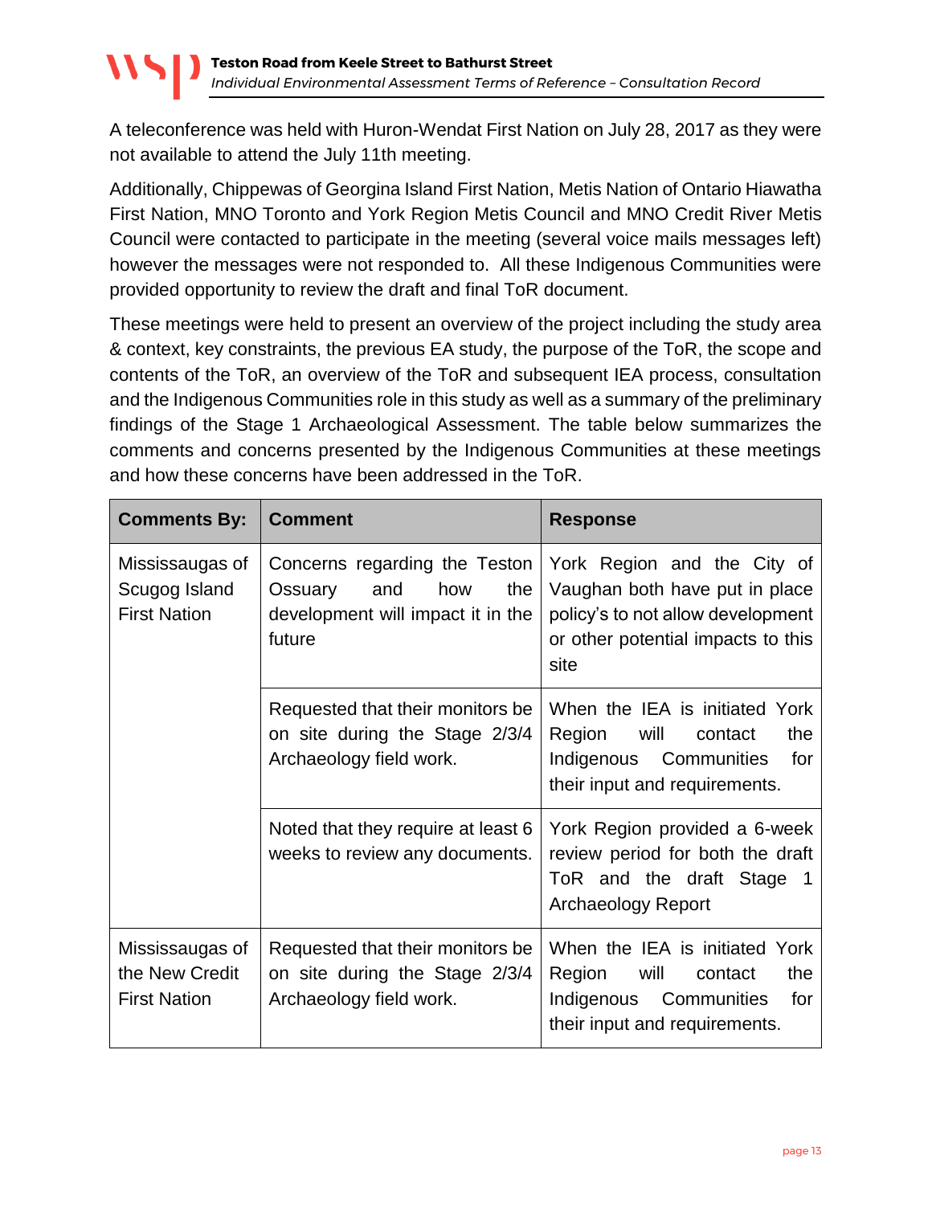A teleconference was held with Huron-Wendat First Nation on July 28, 2017 as they were not available to attend the July 11th meeting.

Additionally, Chippewas of Georgina Island First Nation, Metis Nation of Ontario Hiawatha First Nation, MNO Toronto and York Region Metis Council and MNO Credit River Metis Council were contacted to participate in the meeting (several voice mails messages left) however the messages were not responded to. All these Indigenous Communities were provided opportunity to review the draft and final ToR document.

These meetings were held to present an overview of the project including the study area & context, key constraints, the previous EA study, the purpose of the ToR, the scope and contents of the ToR, an overview of the ToR and subsequent IEA process, consultation and the Indigenous Communities role in this study as well as a summary of the preliminary findings of the Stage 1 Archaeological Assessment. The table below summarizes the comments and concerns presented by the Indigenous Communities at these meetings and how these concerns have been addressed in the ToR.

| Comments By: | Comment | Response |
|---|---|---|
| Mississaugas of Scugog Island First Nation | Concerns regarding the Teston Ossuary and how the development will impact it in the future | York Region and the City of Vaughan both have put in place policy's to not allow development or other potential impacts to this site |
| | Requested that their monitors be on site during the Stage 2/3/4 Archaeology field work. | When the IEA is initiated York Region will contact the Indigenous Communities for their input and requirements. |
| | Noted that they require at least 6 weeks to review any documents. | York Region provided a 6-week review period for both the draft ToR and the draft Stage 1 Archaeology Report |
| Mississaugas of the New Credit First Nation | Requested that their monitors be on site during the Stage 2/3/4 Archaeology field work. | When the IEA is initiated York Region will contact the Indigenous Communities for their input and requirements. |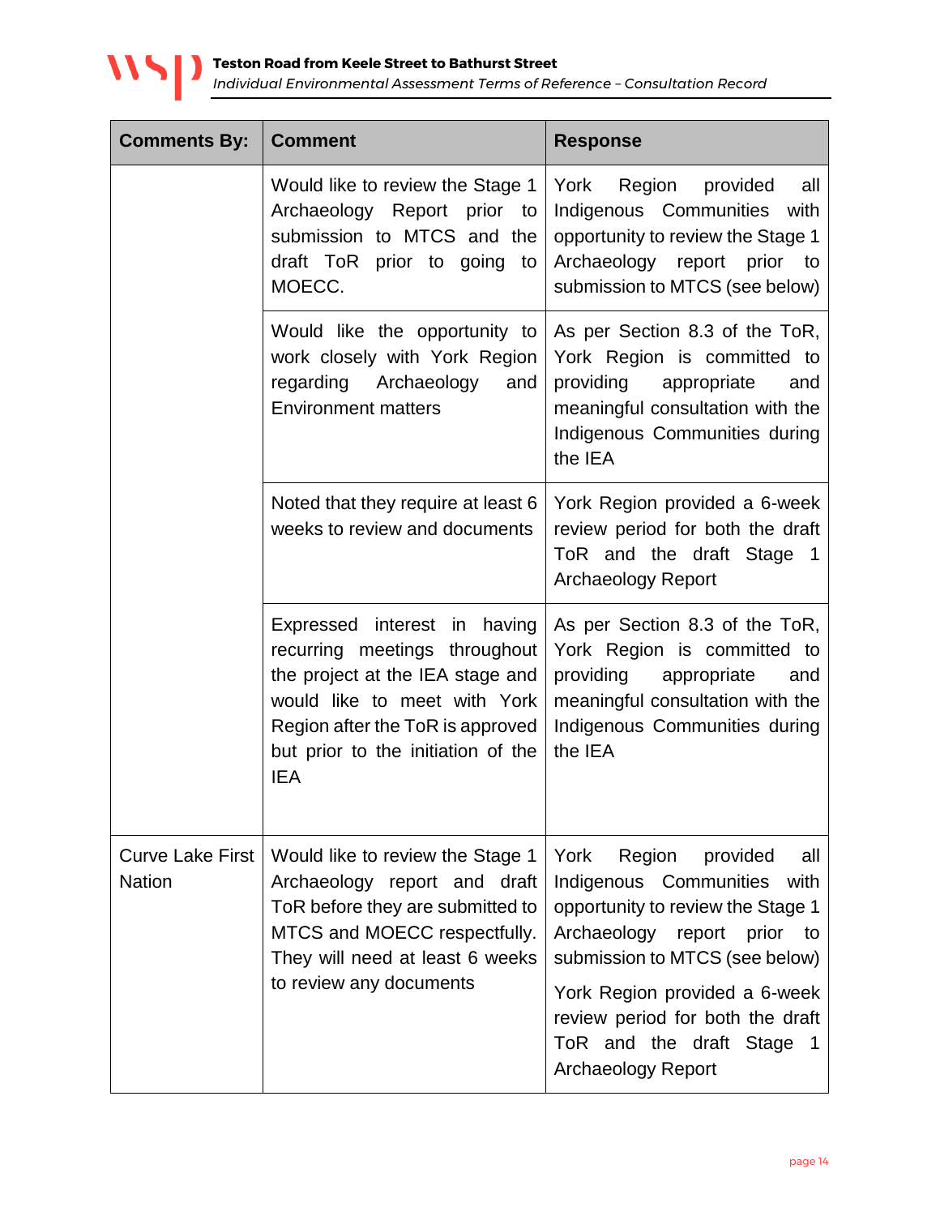| Comments By: | Comment | Response |
|---|---|---|
| | Would like to review the Stage 1 Archaeology Report prior to submission to MTCS and the draft ToR prior to going to MOECC. | York Region provided all Indigenous Communities with opportunity to review the Stage 1 Archaeology report prior to submission to MTCS (see below) |
| | Would like the opportunity to work closely with York Region regarding Archaeology and Environment matters | As per Section 8.3 of the ToR, York Region is committed to providing appropriate and meaningful consultation with the Indigenous Communities during the IEA |
| | Noted that they require at least 6 weeks to review and documents | York Region provided a 6-week review period for both the draft ToR and the draft Stage 1 Archaeology Report |
| | Expressed interest in having recurring meetings throughout the project at the IEA stage and would like to meet with York Region after the ToR is approved but prior to the initiation of the IEA | As per Section 8.3 of the ToR, York Region is committed to providing appropriate and meaningful consultation with the Indigenous Communities during the IEA |
| Curve Lake First Nation | Would like to review the Stage 1 Archaeology report and draft ToR before they are submitted to MTCS and MOECC respectfully. They will need at least 6 weeks to review any documents | York Region provided all Indigenous Communities with opportunity to review the Stage 1 Archaeology report prior to submission to MTCS (see below)<br><br>York Region provided a 6-week review period for both the draft ToR and the draft Stage 1 Archaeology Report |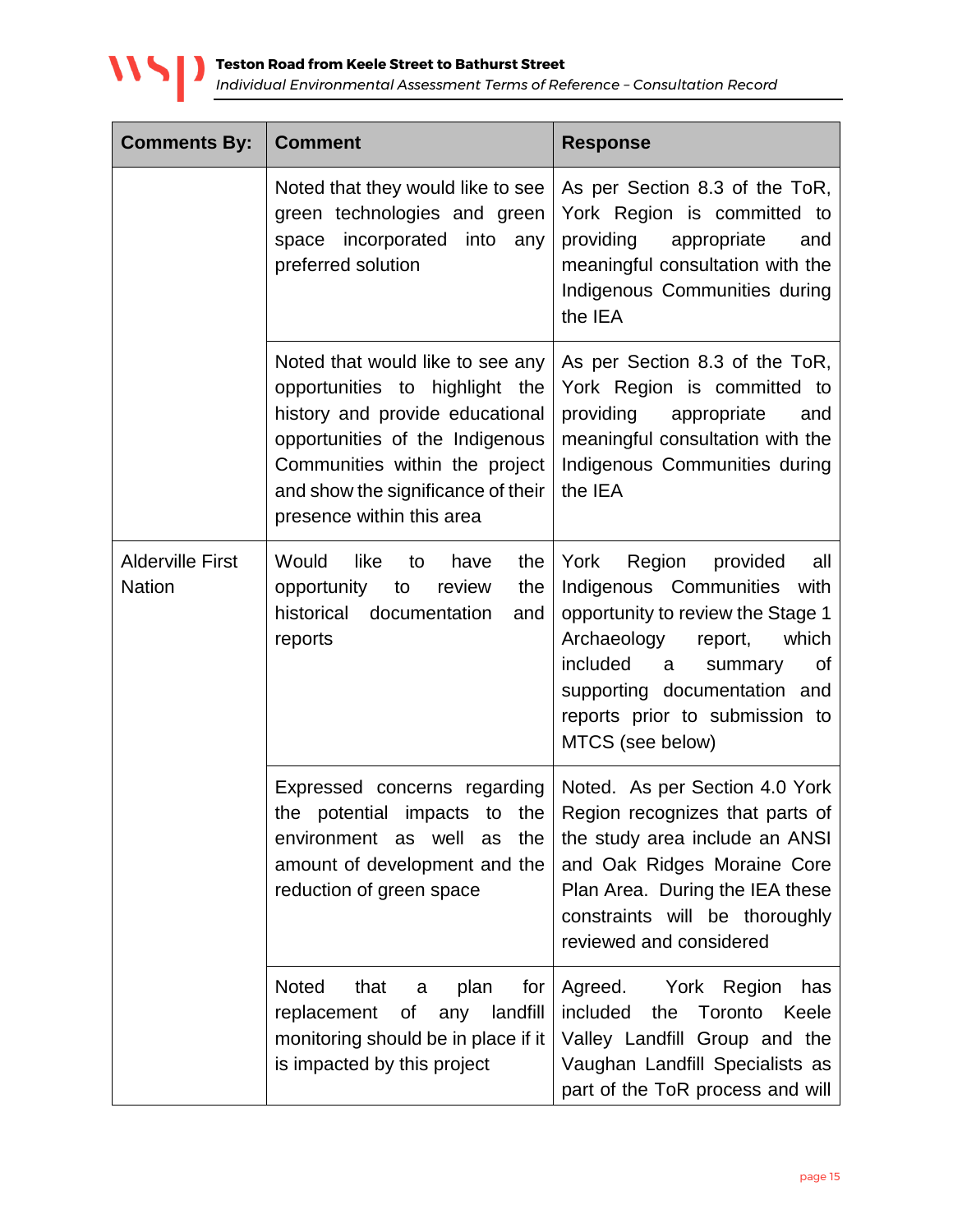| Comments By: | Comment | Response |
|---|---|---|
| | Noted that they would like to see green technologies and green space incorporated into any preferred solution | As per Section 8.3 of the ToR, York Region is committed to providing appropriate and meaningful consultation with the Indigenous Communities during the IEA |
| | Noted that would like to see any opportunities to highlight the history and provide educational opportunities of the Indigenous Communities within the project and show the significance of their presence within this area | As per Section 8.3 of the ToR, York Region is committed to providing appropriate and meaningful consultation with the Indigenous Communities during the IEA |
| Alderville First Nation | Would like to have the opportunity to review the historical documentation and reports | York Region provided all Indigenous Communities with opportunity to review the Stage 1 Archaeology report, which included a summary of supporting documentation and reports prior to submission to MTCS (see below) |
| | Expressed concerns regarding the potential impacts to the environment as well as the amount of development and the reduction of green space | Noted. As per Section 4.0 York Region recognizes that parts of the study area include an ANSI and Oak Ridges Moraine Core Plan Area. During the IEA these constraints will be thoroughly reviewed and considered |
| | Noted that a plan for replacement of any landfill monitoring should be in place if it is impacted by this project | Agreed. York Region has included the Toronto Keele Valley Landfill Group and the Vaughan Landfill Specialists as part of the ToR process and will |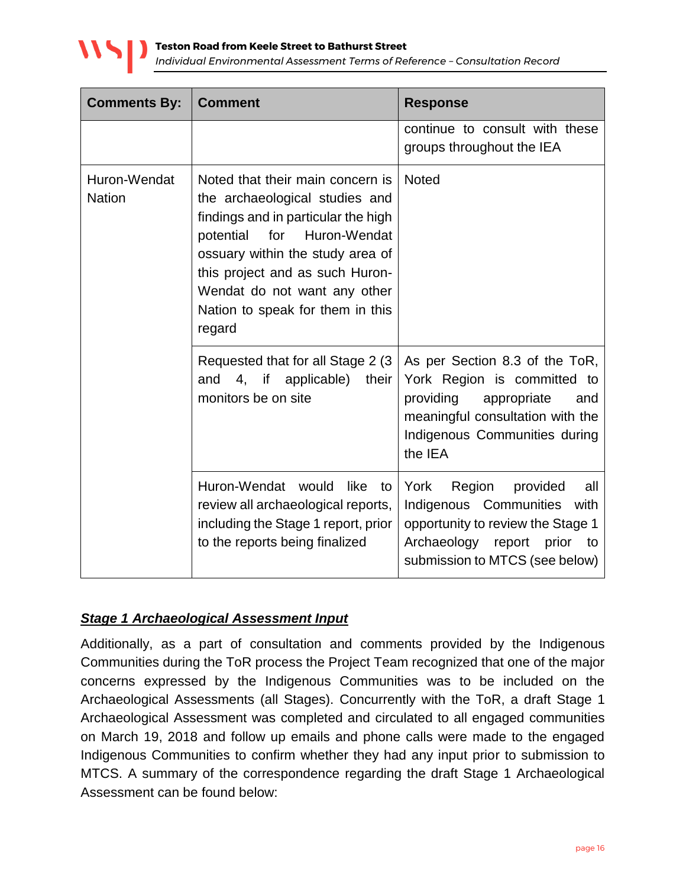| Comments By: | Comment | Response |
|---|---|---|
| | | continue to consult with these groups throughout the IEA |
| Huron-Wendat Nation | Noted that their main concern is the archaeological studies and findings and in particular the high potential for Huron-Wendat ossuary within the study area of this project and as such Huron-Wendat do not want any other Nation to speak for them in this regard | Noted |
| | Requested that for all Stage 2 (3 and 4, if applicable) their monitors be on site | As per Section 8.3 of the ToR, York Region is committed to providing appropriate and meaningful consultation with the Indigenous Communities during the IEA |
| | Huron-Wendat would like to review all archaeological reports, including the Stage 1 report, prior to the reports being finalized | York Region provided all Indigenous Communities with opportunity to review the Stage 1 Archaeology report prior to submission to MTCS (see below) |

***Stage 1 Archaeological Assessment Input***

Additionally, as a part of consultation and comments provided by the Indigenous Communities during the ToR process the Project Team recognized that one of the major concerns expressed by the Indigenous Communities was to be included on the Archaeological Assessments (all Stages). Concurrently with the ToR, a draft Stage 1 Archaeological Assessment was completed and circulated to all engaged communities on March 19, 2018 and follow up emails and phone calls were made to the engaged Indigenous Communities to confirm whether they had any input prior to submission to MTCS. A summary of the correspondence regarding the draft Stage 1 Archaeological Assessment can be found below: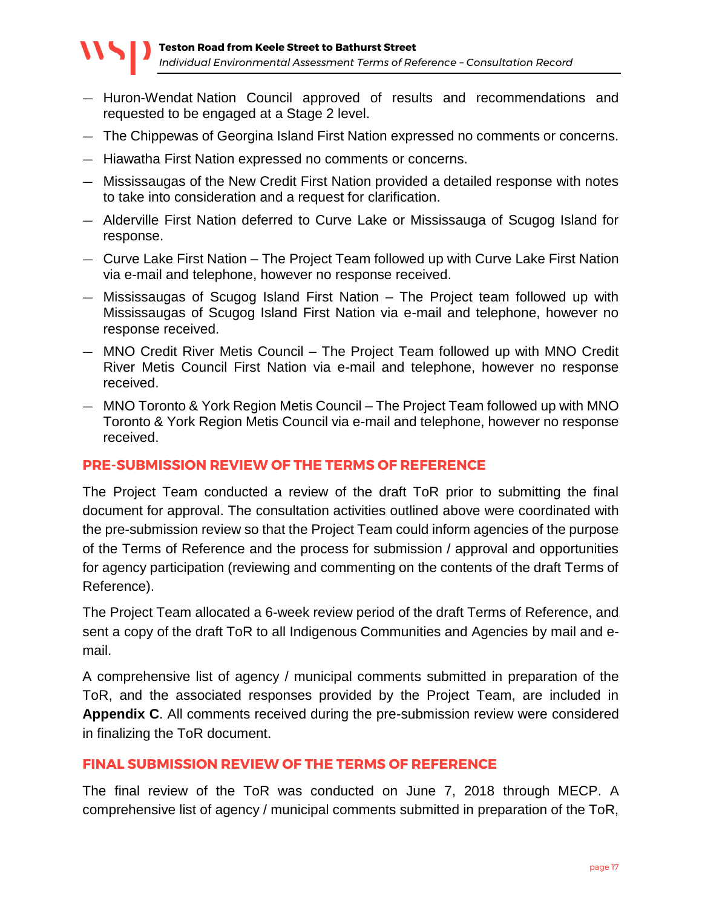- Huron-Wendat Nation Council approved of results and recommendations and requested to be engaged at a Stage 2 level.
- The Chippewas of Georgina Island First Nation expressed no comments or concerns.
- Hiawatha First Nation expressed no comments or concerns.
- Mississaugas of the New Credit First Nation provided a detailed response with notes to take into consideration and a request for clarification.
- Alderville First Nation deferred to Curve Lake or Mississauga of Scugog Island for response.
- Curve Lake First Nation – The Project Team followed up with Curve Lake First Nation via e-mail and telephone, however no response received.
- Mississaugas of Scugog Island First Nation – The Project team followed up with Mississaugas of Scugog Island First Nation via e-mail and telephone, however no response received.
- MNO Credit River Metis Council – The Project Team followed up with MNO Credit River Metis Council First Nation via e-mail and telephone, however no response received.
- MNO Toronto & York Region Metis Council – The Project Team followed up with MNO Toronto & York Region Metis Council via e-mail and telephone, however no response received.

## PRE-SUBMISSION REVIEW OF THE TERMS OF REFERENCE

The Project Team conducted a review of the draft ToR prior to submitting the final document for approval. The consultation activities outlined above were coordinated with the pre-submission review so that the Project Team could inform agencies of the purpose of the Terms of Reference and the process for submission / approval and opportunities for agency participation (reviewing and commenting on the contents of the draft Terms of Reference).

The Project Team allocated a 6-week review period of the draft Terms of Reference, and sent a copy of the draft ToR to all Indigenous Communities and Agencies by mail and e-mail.

A comprehensive list of agency / municipal comments submitted in preparation of the ToR, and the associated responses provided by the Project Team, are included in **Appendix C**. All comments received during the pre-submission review were considered in finalizing the ToR document.

## FINAL SUBMISSION REVIEW OF THE TERMS OF REFERENCE

The final review of the ToR was conducted on June 7, 2018 through MECP. A comprehensive list of agency / municipal comments submitted in preparation of the ToR,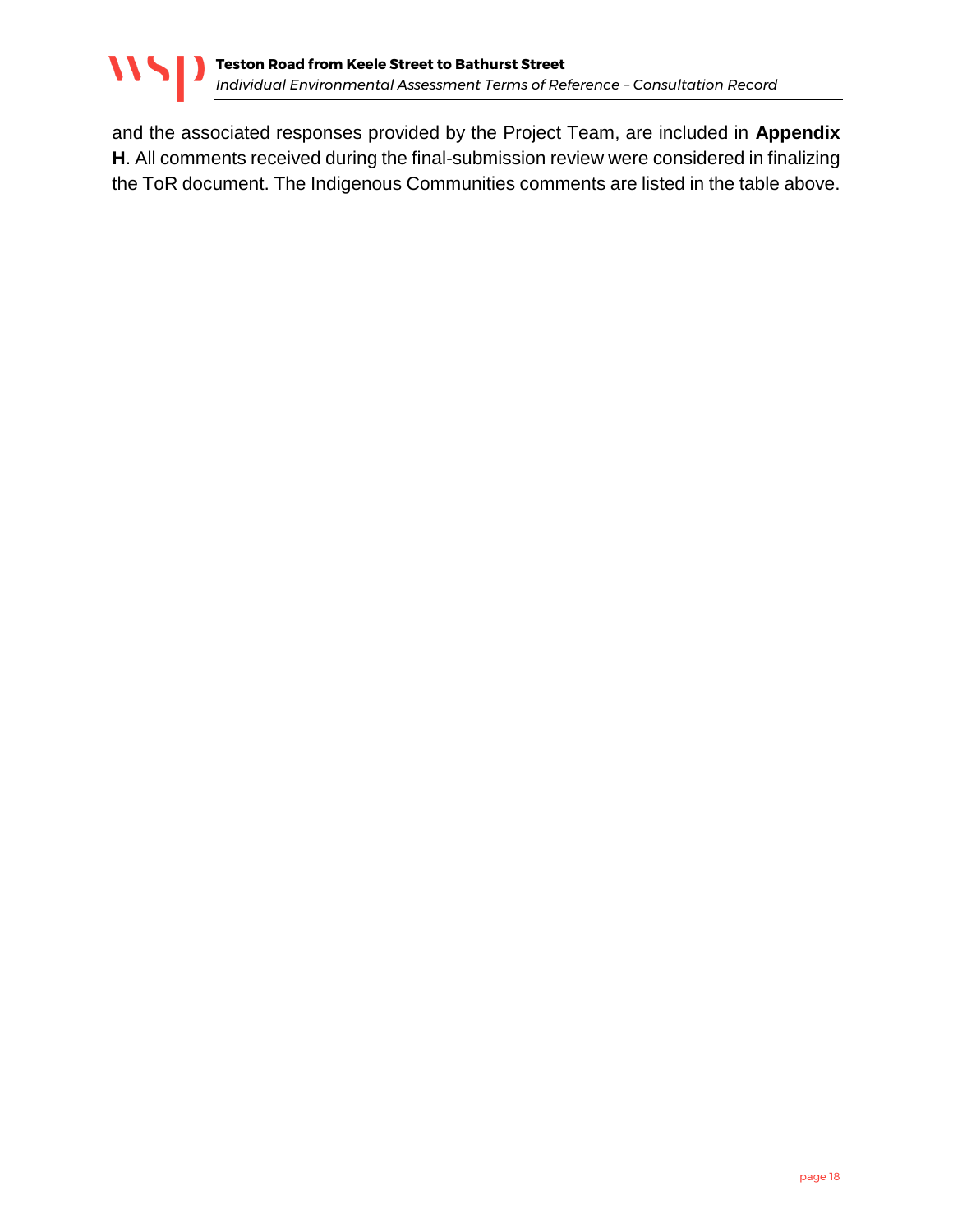and the associated responses provided by the Project Team, are included in **Appendix H**. All comments received during the final-submission review were considered in finalizing the ToR document. The Indigenous Communities comments are listed in the table above.